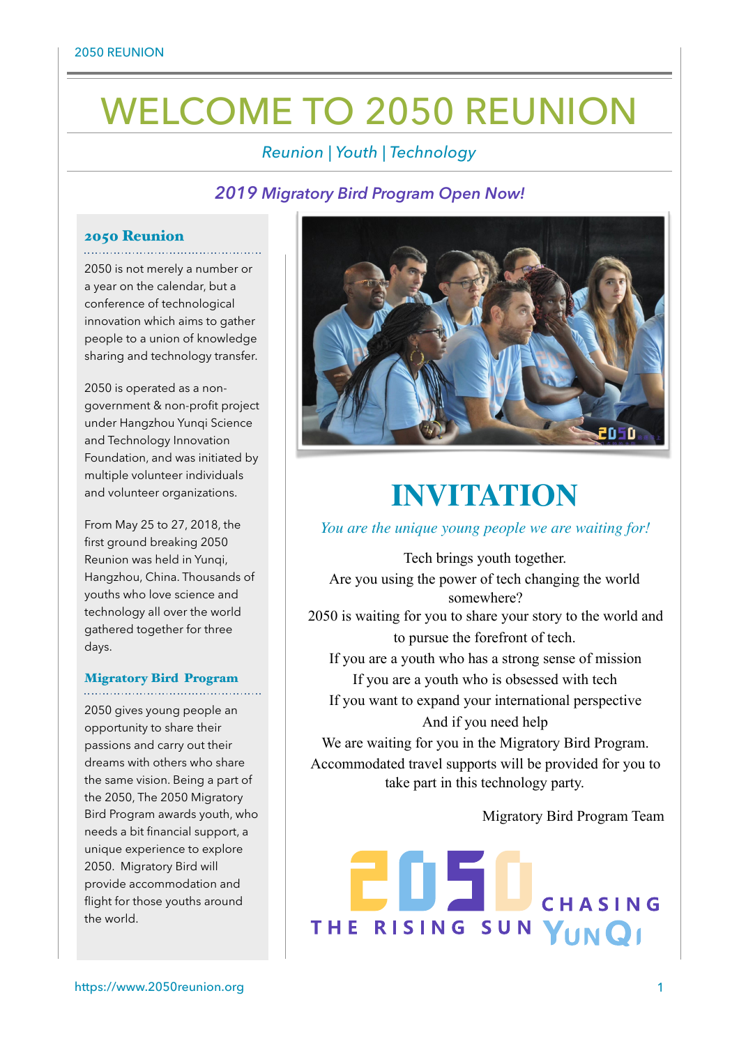# WELCOME TO 2050 REUNION

*Reunion | Youth | Technology*

*2019 Migratory Bird Program Open Now!*

## 2050 Reunion

2050 is not merely a number or a year on the calendar, but a conference of technological innovation which aims to gather people to a union of knowledge sharing and technology transfer.

2050 is operated as a non-government & non-profit project under Hangzhou Yunqi Science and Technology Innovation Foundation, and was initiated by multiple volunteer individuals and volunteer organizations.

From May 25 to 27, 2018, the first ground breaking 2050 Reunion was held in Yunqi, Hangzhou, China. Thousands of youths who love science and technology all over the world gathered together for three days.

## Migratory Bird Program

2050 gives young people an opportunity to share their passions and carry out their dreams with others who share the same vision. Being a part of the 2050, The 2050 Migratory Bird Program awards youth, who needs a bit financial support, a unique experience to explore 2050. Migratory Bird will provide accommodation and flight for those youths around the world.

# INVITATION

*You are the unique young people we are waiting for!*

Tech brings youth together.
Are you using the power of tech changing the world somewhere?
2050 is waiting for you to share your story to the world and to pursue the forefront of tech.
If you are a youth who has a strong sense of mission
If you are a youth who is obsessed with tech
If you want to expand your international perspective
And if you need help
We are waiting for you in the Migratory Bird Program.
Accommodated travel supports will be provided for you to take part in this technology party.

Migratory Bird Program Team

2050 CHASING THE RISING SUN YUNQI

https://www.2050reunion.org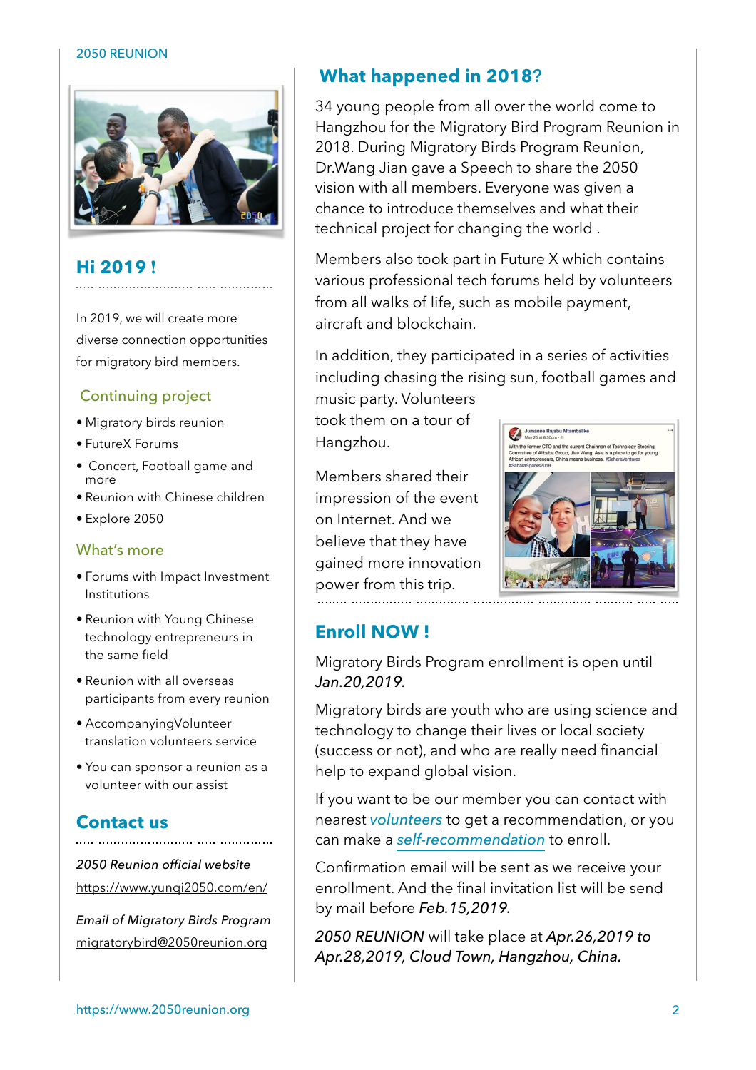## Hi 2019 !

In 2019, we will create more diverse connection opportunities for migratory bird members.

### Continuing project

- Migratory birds reunion
- FutureX Forums
- Concert, Football game and more
- Reunion with Chinese children
- Explore 2050

### What's more

- Forums with Impact Investment Institutions
- Reunion with Young Chinese technology entrepreneurs in the same field
- Reunion with all overseas participants from every reunion
- AccompanyingVolunteer translation volunteers service
- You can sponsor a reunion as a volunteer with our assist

## Contact us

*2050 Reunion official website*

https://www.yunqi2050.com/en/

*Email of Migratory Birds Program*

migratorybird@2050reunion.org

## What happened in 2018?

34 young people from all over the world come to Hangzhou for the Migratory Bird Program Reunion in 2018. During Migratory Birds Program Reunion, Dr.Wang Jian gave a Speech to share the 2050 vision with all members. Everyone was given a chance to introduce themselves and what their technical project for changing the world .

Members also took part in Future X which contains various professional tech forums held by volunteers from all walks of life, such as mobile payment, aircraft and blockchain.

In addition, they participated in a series of activities including chasing the rising sun, football games and music party. Volunteers took them on a tour of Hangzhou.

Members shared their impression of the event on Internet. And we believe that they have gained more innovation power from this trip.

## Enroll NOW !

Migratory Birds Program enrollment is open until *Jan.20,2019*.

Migratory birds are youth who are using science and technology to change their lives or local society (success or not), and who are really need financial help to expand global vision.

If you want to be our member you can contact with nearest *volunteers* to get a recommendation, or you can make a *self-recommendation* to enroll.

Confirmation email will be sent as we receive your enrollment. And the final invitation list will be send by mail before *Feb.15,2019*.

*2050 REUNION* will take place at *Apr.26,2019 to Apr.28,2019, Cloud Town, Hangzhou, China.*